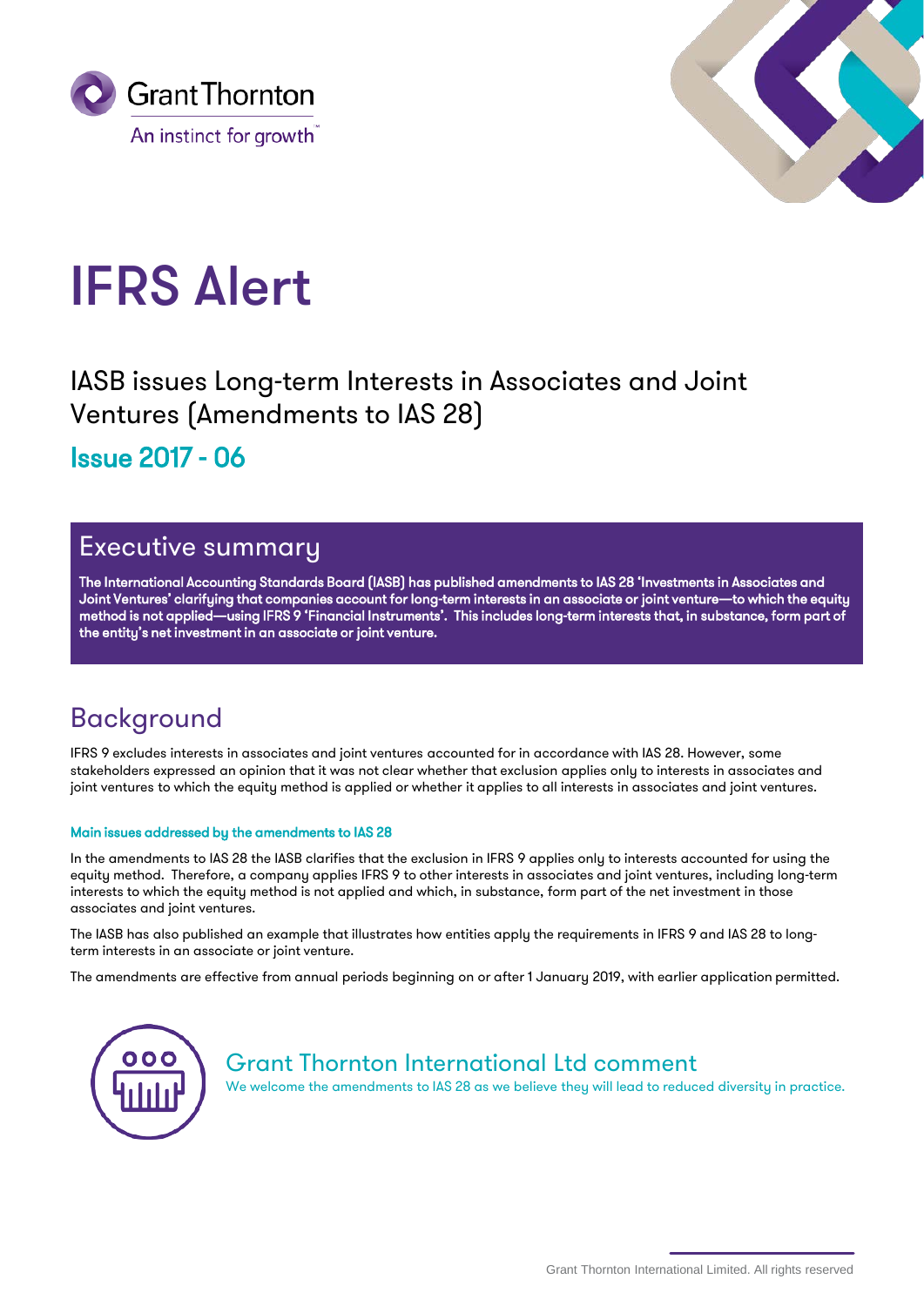Grant Thornton
An instinct for growth™

# IFRS Alert

## IASB issues Long-term Interests in Associates and Joint Ventures (Amendments to IAS 28)

### Issue 2017 - 06

## Executive summary

**The International Accounting Standards Board (IASB) has published amendments to IAS 28 'Investments in Associates and Joint Ventures' clarifying that companies account for long-term interests in an associate or joint venture—to which the equity method is not applied—using IFRS 9 'Financial Instruments'. This includes long-term interests that, in substance, form part of the entity's net investment in an associate or joint venture.**

## Background

IFRS 9 excludes interests in associates and joint ventures accounted for in accordance with IAS 28. However, some stakeholders expressed an opinion that it was not clear whether that exclusion applies only to interests in associates and joint ventures to which the equity method is applied or whether it applies to all interests in associates and joint ventures.

#### Main issues addressed by the amendments to IAS 28

In the amendments to IAS 28 the IASB clarifies that the exclusion in IFRS 9 applies only to interests accounted for using the equity method. Therefore, a company applies IFRS 9 to other interests in associates and joint ventures, including long-term interests to which the equity method is not applied and which, in substance, form part of the net investment in those associates and joint ventures.

The IASB has also published an example that illustrates how entities apply the requirements in IFRS 9 and IAS 28 to long-term interests in an associate or joint venture.

The amendments are effective from annual periods beginning on or after 1 January 2019, with earlier application permitted.

## Grant Thornton International Ltd comment

We welcome the amendments to IAS 28 as we believe they will lead to reduced diversity in practice.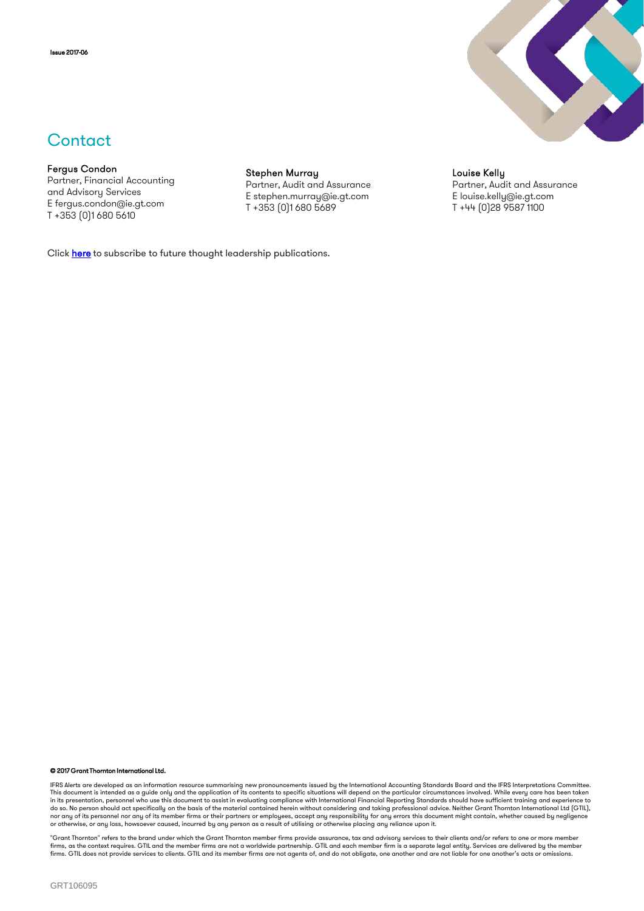Issue 2017-06

## Contact

**Fergus Condon**
Partner, Financial Accounting and Advisory Services
E fergus.condon@ie.gt.com
T +353 (0)1 680 5610

**Stephen Murray**
Partner, Audit and Assurance
E stephen.murray@ie.gt.com
T +353 (0)1 680 5689

**Louise Kelly**
Partner, Audit and Assurance
E louise.kelly@ie.gt.com
T +44 (0)28 9587 1100

Click here to subscribe to future thought leadership publications.

**© 2017 Grant Thornton International Ltd.**

IFRS Alerts are developed as an information resource summarising new pronouncements issued by the International Accounting Standards Board and the IFRS Interpretations Committee. This document is intended as a guide only and the application of its contents to specific situations will depend on the particular circumstances involved. While every care has been taken in its presentation, personnel who use this document to assist in evaluating compliance with International Financial Reporting Standards should have sufficient training and experience to do so. No person should act specifically on the basis of the material contained herein without considering and taking professional advice. Neither Grant Thornton International Ltd (GTIL), nor any of its personnel nor any of its member firms or their partners or employees, accept any responsibility for any errors this document might contain, whether caused by negligence or otherwise, or any loss, howsoever caused, incurred by any person as a result of utilising or otherwise placing any reliance upon it.

"Grant Thornton" refers to the brand under which the Grant Thornton member firms provide assurance, tax and advisory services to their clients and/or refers to one or more member firms, as the context requires. GTIL and the member firms are not a worldwide partnership. GTIL and each member firm is a separate legal entity. Services are delivered by the member firms. GTIL does not provide services to clients. GTIL and its member firms are not agents of, and do not obligate, one another and are not liable for one another's acts or omissions.

GRT106095